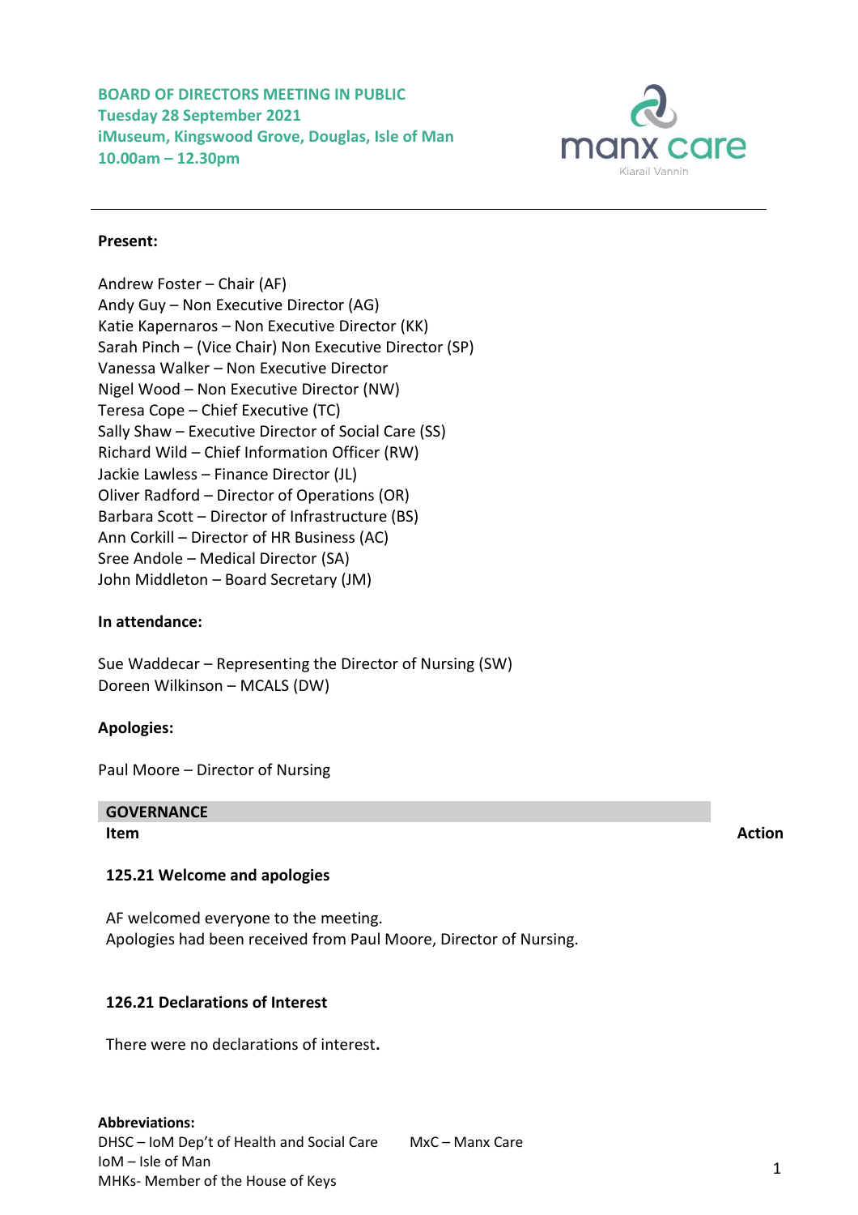**BOARD OF DIRECTORS MEETING IN PUBLIC**
**Tuesday 28 September 2021**
**iMuseum, Kingswood Grove, Douglas, Isle of Man**
**10.00am – 12.30pm**

manx care
Kiarail Vannin

**Present:**

Andrew Foster – Chair (AF)
Andy Guy – Non Executive Director (AG)
Katie Kapernaros – Non Executive Director (KK)
Sarah Pinch – (Vice Chair) Non Executive Director (SP)
Vanessa Walker – Non Executive Director
Nigel Wood – Non Executive Director (NW)
Teresa Cope – Chief Executive (TC)
Sally Shaw – Executive Director of Social Care (SS)
Richard Wild – Chief Information Officer (RW)
Jackie Lawless – Finance Director (JL)
Oliver Radford – Director of Operations (OR)
Barbara Scott – Director of Infrastructure (BS)
Ann Corkill – Director of HR Business (AC)
Sree Andole – Medical Director (SA)
John Middleton – Board Secretary (JM)

**In attendance:**

Sue Waddecar – Representing the Director of Nursing (SW)
Doreen Wilkinson – MCALS (DW)

**Apologies:**

Paul Moore – Director of Nursing

## GOVERNANCE

| Item | Action |
| --- | --- |

### 125.21 Welcome and apologies

AF welcomed everyone to the meeting.
Apologies had been received from Paul Moore, Director of Nursing.

### 126.21 Declarations of Interest

There were no declarations of interest.

**Abbreviations:**
DHSC – IoM Dep't of Health and Social Care
IoM – Isle of Man
MHKs- Member of the House of Keys
MxC – Manx Care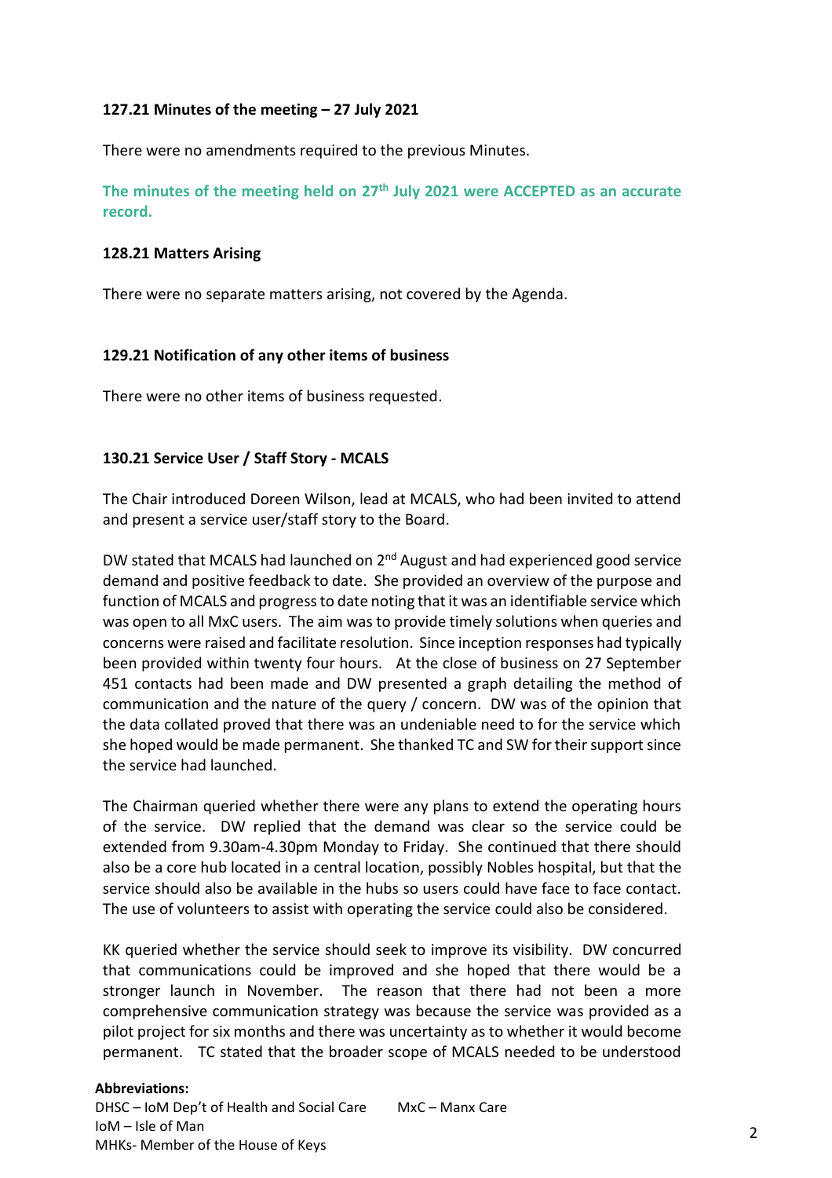**127.21 Minutes of the meeting – 27 July 2021**

There were no amendments required to the previous Minutes.

**The minutes of the meeting held on 27th July 2021 were ACCEPTED as an accurate record.**

**128.21 Matters Arising**

There were no separate matters arising, not covered by the Agenda.

**129.21 Notification of any other items of business**

There were no other items of business requested.

**130.21 Service User / Staff Story - MCALS**

The Chair introduced Doreen Wilson, lead at MCALS, who had been invited to attend and present a service user/staff story to the Board.

DW stated that MCALS had launched on 2nd August and had experienced good service demand and positive feedback to date. She provided an overview of the purpose and function of MCALS and progress to date noting that it was an identifiable service which was open to all MxC users. The aim was to provide timely solutions when queries and concerns were raised and facilitate resolution. Since inception responses had typically been provided within twenty four hours. At the close of business on 27 September 451 contacts had been made and DW presented a graph detailing the method of communication and the nature of the query / concern. DW was of the opinion that the data collated proved that there was an undeniable need to for the service which she hoped would be made permanent. She thanked TC and SW for their support since the service had launched.

The Chairman queried whether there were any plans to extend the operating hours of the service. DW replied that the demand was clear so the service could be extended from 9.30am-4.30pm Monday to Friday. She continued that there should also be a core hub located in a central location, possibly Nobles hospital, but that the service should also be available in the hubs so users could have face to face contact. The use of volunteers to assist with operating the service could also be considered.

KK queried whether the service should seek to improve its visibility. DW concurred that communications could be improved and she hoped that there would be a stronger launch in November. The reason that there had not been a more comprehensive communication strategy was because the service was provided as a pilot project for six months and there was uncertainty as to whether it would become permanent. TC stated that the broader scope of MCALS needed to be understood

**Abbreviations:**
DHSC – IoM Dep't of Health and Social Care
MxC – Manx Care
IoM – Isle of Man
MHKs- Member of the House of Keys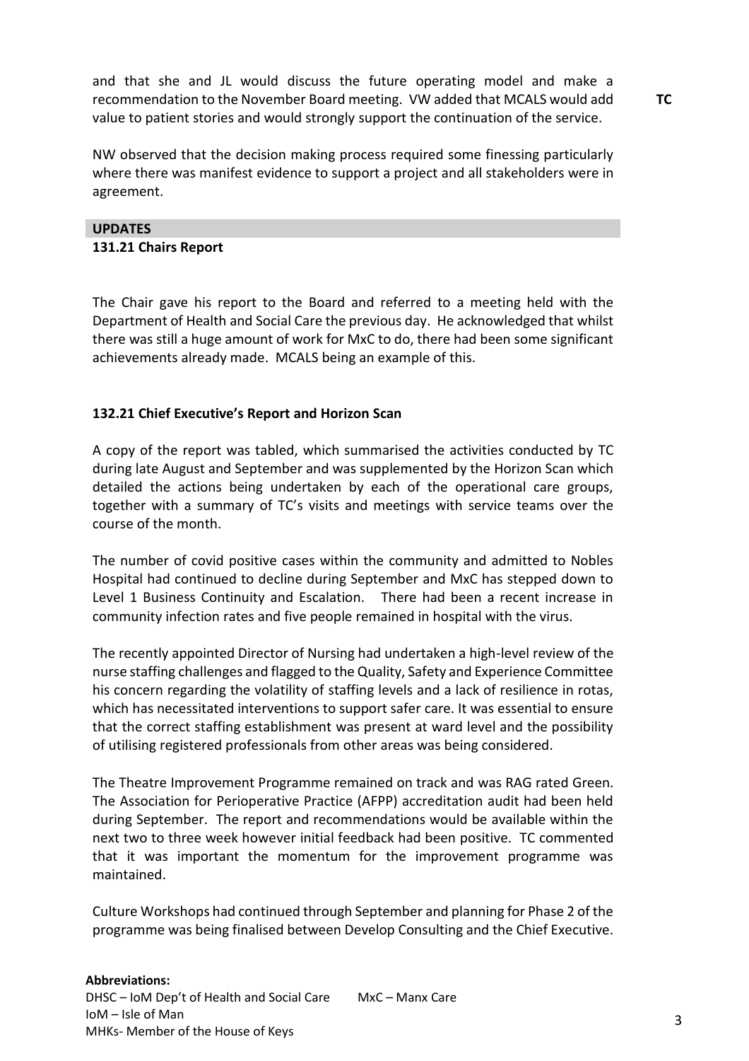and that she and JL would discuss the future operating model and make a recommendation to the November Board meeting. VW added that MCALS would add value to patient stories and would strongly support the continuation of the service. **TC**

NW observed that the decision making process required some finessing particularly where there was manifest evidence to support a project and all stakeholders were in agreement.

## UPDATES

### 131.21 Chairs Report

The Chair gave his report to the Board and referred to a meeting held with the Department of Health and Social Care the previous day. He acknowledged that whilst there was still a huge amount of work for MxC to do, there had been some significant achievements already made. MCALS being an example of this.

### 132.21 Chief Executive's Report and Horizon Scan

A copy of the report was tabled, which summarised the activities conducted by TC during late August and September and was supplemented by the Horizon Scan which detailed the actions being undertaken by each of the operational care groups, together with a summary of TC's visits and meetings with service teams over the course of the month.

The number of covid positive cases within the community and admitted to Nobles Hospital had continued to decline during September and MxC has stepped down to Level 1 Business Continuity and Escalation. There had been a recent increase in community infection rates and five people remained in hospital with the virus.

The recently appointed Director of Nursing had undertaken a high-level review of the nurse staffing challenges and flagged to the Quality, Safety and Experience Committee his concern regarding the volatility of staffing levels and a lack of resilience in rotas, which has necessitated interventions to support safer care. It was essential to ensure that the correct staffing establishment was present at ward level and the possibility of utilising registered professionals from other areas was being considered.

The Theatre Improvement Programme remained on track and was RAG rated Green. The Association for Perioperative Practice (AFPP) accreditation audit had been held during September. The report and recommendations would be available within the next two to three week however initial feedback had been positive. TC commented that it was important the momentum for the improvement programme was maintained.

Culture Workshops had continued through September and planning for Phase 2 of the programme was being finalised between Develop Consulting and the Chief Executive.

**Abbreviations:**
DHSC – IoM Dep't of Health and Social Care
MxC – Manx Care
IoM – Isle of Man
MHKs- Member of the House of Keys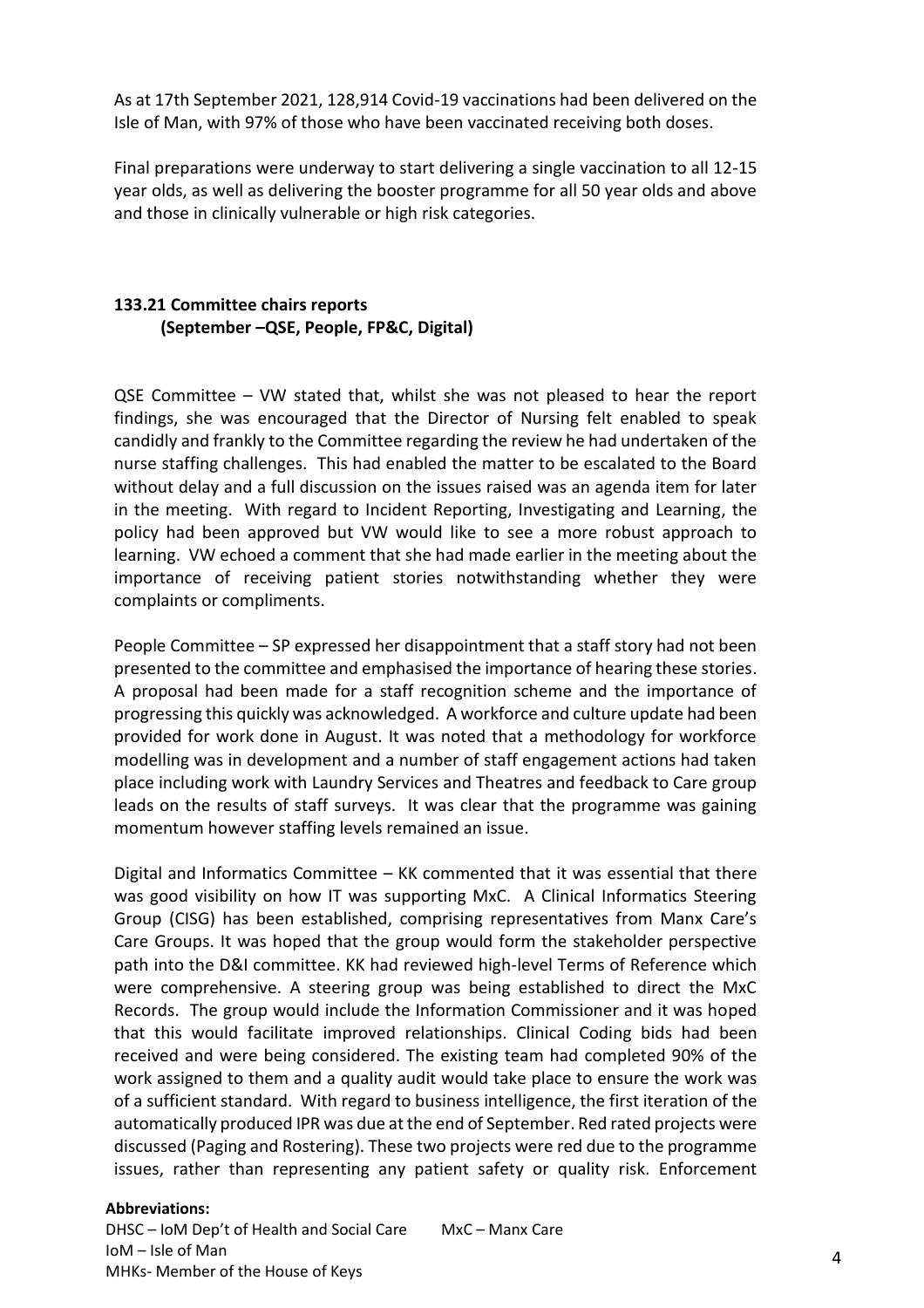As at 17th September 2021, 128,914 Covid-19 vaccinations had been delivered on the Isle of Man, with 97% of those who have been vaccinated receiving both doses.

Final preparations were underway to start delivering a single vaccination to all 12-15 year olds, as well as delivering the booster programme for all 50 year olds and above and those in clinically vulnerable or high risk categories.

**133.21 Committee chairs reports**
**(September –QSE, People, FP&C, Digital)**

QSE Committee – VW stated that, whilst she was not pleased to hear the report findings, she was encouraged that the Director of Nursing felt enabled to speak candidly and frankly to the Committee regarding the review he had undertaken of the nurse staffing challenges. This had enabled the matter to be escalated to the Board without delay and a full discussion on the issues raised was an agenda item for later in the meeting. With regard to Incident Reporting, Investigating and Learning, the policy had been approved but VW would like to see a more robust approach to learning. VW echoed a comment that she had made earlier in the meeting about the importance of receiving patient stories notwithstanding whether they were complaints or compliments.

People Committee – SP expressed her disappointment that a staff story had not been presented to the committee and emphasised the importance of hearing these stories. A proposal had been made for a staff recognition scheme and the importance of progressing this quickly was acknowledged. A workforce and culture update had been provided for work done in August. It was noted that a methodology for workforce modelling was in development and a number of staff engagement actions had taken place including work with Laundry Services and Theatres and feedback to Care group leads on the results of staff surveys. It was clear that the programme was gaining momentum however staffing levels remained an issue.

Digital and Informatics Committee – KK commented that it was essential that there was good visibility on how IT was supporting MxC. A Clinical Informatics Steering Group (CISG) has been established, comprising representatives from Manx Care's Care Groups. It was hoped that the group would form the stakeholder perspective path into the D&I committee. KK had reviewed high-level Terms of Reference which were comprehensive. A steering group was being established to direct the MxC Records. The group would include the Information Commissioner and it was hoped that this would facilitate improved relationships. Clinical Coding bids had been received and were being considered. The existing team had completed 90% of the work assigned to them and a quality audit would take place to ensure the work was of a sufficient standard. With regard to business intelligence, the first iteration of the automatically produced IPR was due at the end of September. Red rated projects were discussed (Paging and Rostering). These two projects were red due to the programme issues, rather than representing any patient safety or quality risk. Enforcement

**Abbreviations:**
DHSC – IoM Dep't of Health and Social Care MxC – Manx Care
IoM – Isle of Man
MHKs- Member of the House of Keys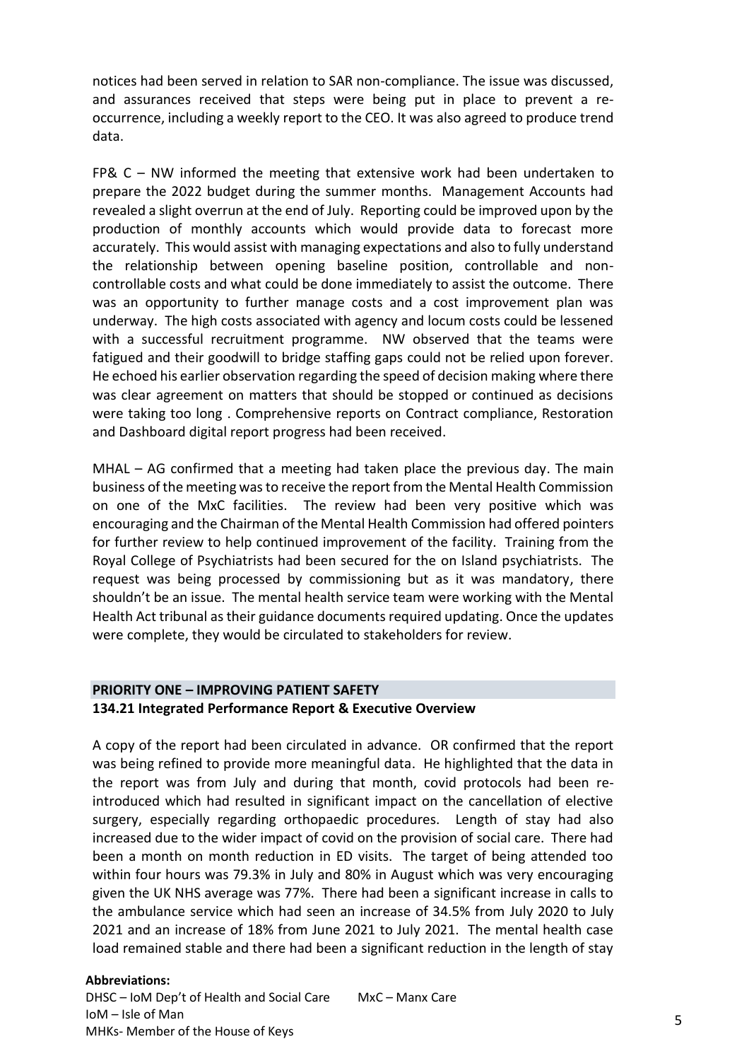notices had been served in relation to SAR non-compliance. The issue was discussed, and assurances received that steps were being put in place to prevent a re-occurrence, including a weekly report to the CEO. It was also agreed to produce trend data.

FP& C – NW informed the meeting that extensive work had been undertaken to prepare the 2022 budget during the summer months. Management Accounts had revealed a slight overrun at the end of July. Reporting could be improved upon by the production of monthly accounts which would provide data to forecast more accurately. This would assist with managing expectations and also to fully understand the relationship between opening baseline position, controllable and non-controllable costs and what could be done immediately to assist the outcome. There was an opportunity to further manage costs and a cost improvement plan was underway. The high costs associated with agency and locum costs could be lessened with a successful recruitment programme. NW observed that the teams were fatigued and their goodwill to bridge staffing gaps could not be relied upon forever. He echoed his earlier observation regarding the speed of decision making where there was clear agreement on matters that should be stopped or continued as decisions were taking too long . Comprehensive reports on Contract compliance, Restoration and Dashboard digital report progress had been received.

MHAL – AG confirmed that a meeting had taken place the previous day. The main business of the meeting was to receive the report from the Mental Health Commission on one of the MxC facilities. The review had been very positive which was encouraging and the Chairman of the Mental Health Commission had offered pointers for further review to help continued improvement of the facility. Training from the Royal College of Psychiatrists had been secured for the on Island psychiatrists. The request was being processed by commissioning but as it was mandatory, there shouldn't be an issue. The mental health service team were working with the Mental Health Act tribunal as their guidance documents required updating. Once the updates were complete, they would be circulated to stakeholders for review.

## PRIORITY ONE – IMPROVING PATIENT SAFETY

### 134.21 Integrated Performance Report & Executive Overview

A copy of the report had been circulated in advance. OR confirmed that the report was being refined to provide more meaningful data. He highlighted that the data in the report was from July and during that month, covid protocols had been re-introduced which had resulted in significant impact on the cancellation of elective surgery, especially regarding orthopaedic procedures. Length of stay had also increased due to the wider impact of covid on the provision of social care. There had been a month on month reduction in ED visits. The target of being attended too within four hours was 79.3% in July and 80% in August which was very encouraging given the UK NHS average was 77%. There had been a significant increase in calls to the ambulance service which had seen an increase of 34.5% from July 2020 to July 2021 and an increase of 18% from June 2021 to July 2021. The mental health case load remained stable and there had been a significant reduction in the length of stay

**Abbreviations:**
DHSC – IoM Dep't of Health and Social Care
MxC – Manx Care
IoM – Isle of Man
MHKs- Member of the House of Keys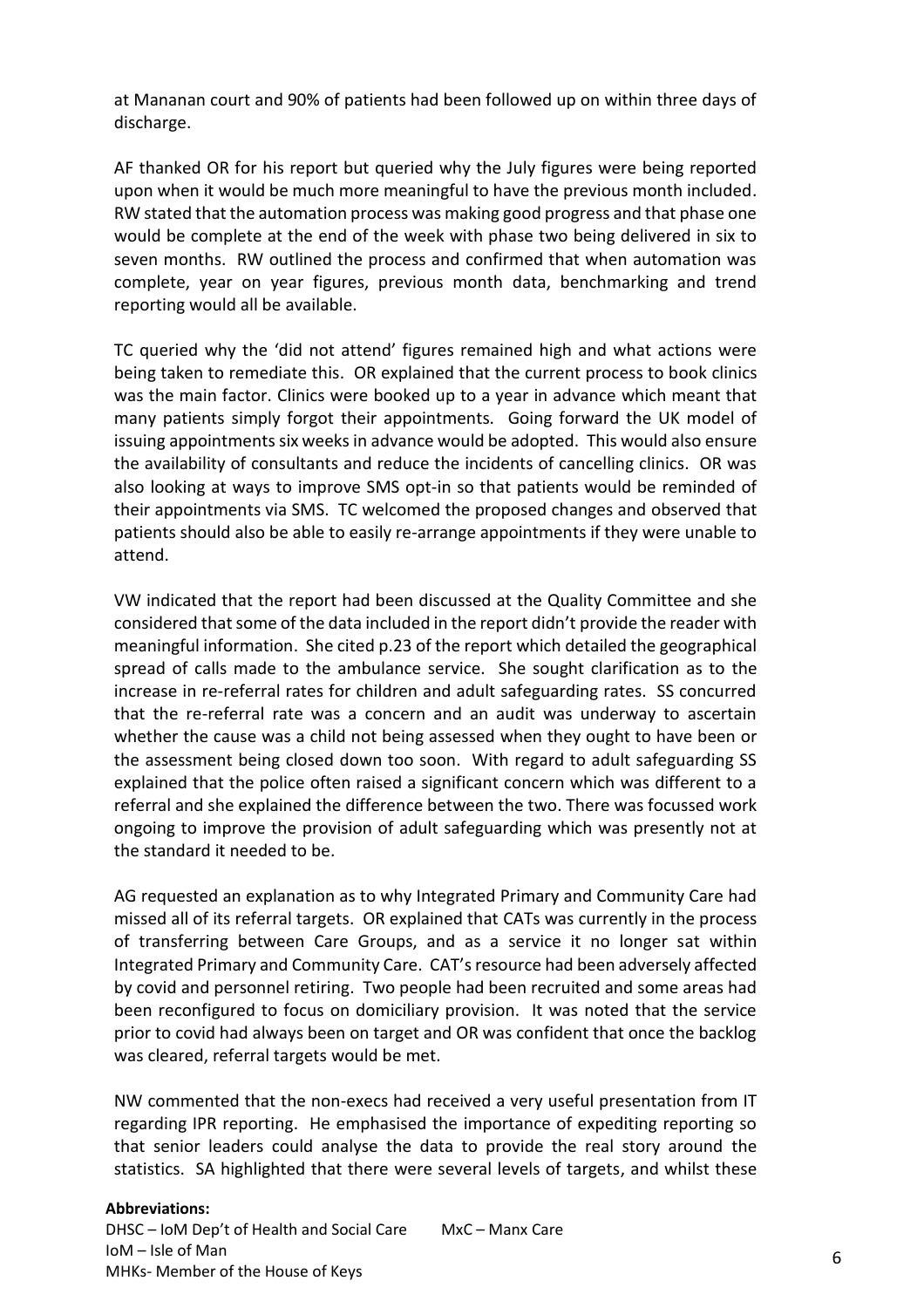at Mananan court and 90% of patients had been followed up on within three days of discharge.

AF thanked OR for his report but queried why the July figures were being reported upon when it would be much more meaningful to have the previous month included. RW stated that the automation process was making good progress and that phase one would be complete at the end of the week with phase two being delivered in six to seven months. RW outlined the process and confirmed that when automation was complete, year on year figures, previous month data, benchmarking and trend reporting would all be available.

TC queried why the 'did not attend' figures remained high and what actions were being taken to remediate this. OR explained that the current process to book clinics was the main factor. Clinics were booked up to a year in advance which meant that many patients simply forgot their appointments. Going forward the UK model of issuing appointments six weeks in advance would be adopted. This would also ensure the availability of consultants and reduce the incidents of cancelling clinics. OR was also looking at ways to improve SMS opt-in so that patients would be reminded of their appointments via SMS. TC welcomed the proposed changes and observed that patients should also be able to easily re-arrange appointments if they were unable to attend.

VW indicated that the report had been discussed at the Quality Committee and she considered that some of the data included in the report didn't provide the reader with meaningful information. She cited p.23 of the report which detailed the geographical spread of calls made to the ambulance service. She sought clarification as to the increase in re-referral rates for children and adult safeguarding rates. SS concurred that the re-referral rate was a concern and an audit was underway to ascertain whether the cause was a child not being assessed when they ought to have been or the assessment being closed down too soon. With regard to adult safeguarding SS explained that the police often raised a significant concern which was different to a referral and she explained the difference between the two. There was focussed work ongoing to improve the provision of adult safeguarding which was presently not at the standard it needed to be.

AG requested an explanation as to why Integrated Primary and Community Care had missed all of its referral targets. OR explained that CATs was currently in the process of transferring between Care Groups, and as a service it no longer sat within Integrated Primary and Community Care. CAT's resource had been adversely affected by covid and personnel retiring. Two people had been recruited and some areas had been reconfigured to focus on domiciliary provision. It was noted that the service prior to covid had always been on target and OR was confident that once the backlog was cleared, referral targets would be met.

NW commented that the non-execs had received a very useful presentation from IT regarding IPR reporting. He emphasised the importance of expediting reporting so that senior leaders could analyse the data to provide the real story around the statistics. SA highlighted that there were several levels of targets, and whilst these

**Abbreviations:**
DHSC – IoM Dep't of Health and Social Care MxC – Manx Care
IoM – Isle of Man
MHKs- Member of the House of Keys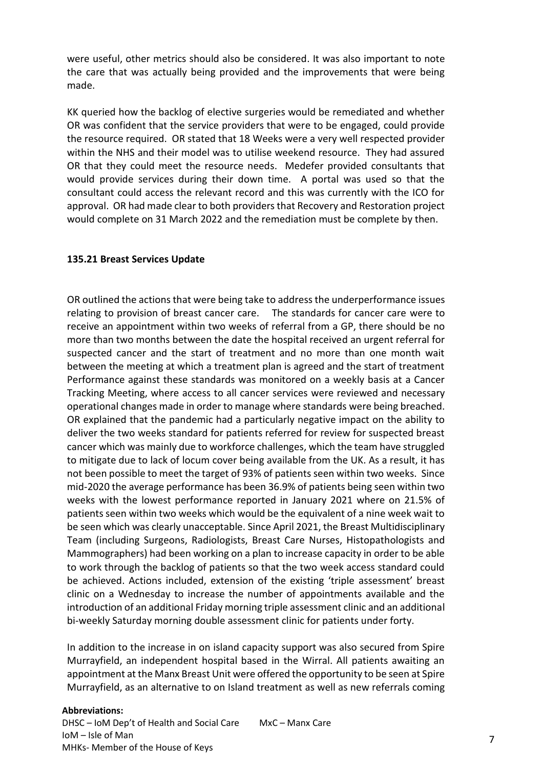were useful, other metrics should also be considered. It was also important to note the care that was actually being provided and the improvements that were being made.

KK queried how the backlog of elective surgeries would be remediated and whether OR was confident that the service providers that were to be engaged, could provide the resource required. OR stated that 18 Weeks were a very well respected provider within the NHS and their model was to utilise weekend resource. They had assured OR that they could meet the resource needs. Medefer provided consultants that would provide services during their down time. A portal was used so that the consultant could access the relevant record and this was currently with the ICO for approval. OR had made clear to both providers that Recovery and Restoration project would complete on 31 March 2022 and the remediation must be complete by then.

**135.21 Breast Services Update**

OR outlined the actions that were being take to address the underperformance issues relating to provision of breast cancer care. The standards for cancer care were to receive an appointment within two weeks of referral from a GP, there should be no more than two months between the date the hospital received an urgent referral for suspected cancer and the start of treatment and no more than one month wait between the meeting at which a treatment plan is agreed and the start of treatment Performance against these standards was monitored on a weekly basis at a Cancer Tracking Meeting, where access to all cancer services were reviewed and necessary operational changes made in order to manage where standards were being breached. OR explained that the pandemic had a particularly negative impact on the ability to deliver the two weeks standard for patients referred for review for suspected breast cancer which was mainly due to workforce challenges, which the team have struggled to mitigate due to lack of locum cover being available from the UK. As a result, it has not been possible to meet the target of 93% of patients seen within two weeks. Since mid-2020 the average performance has been 36.9% of patients being seen within two weeks with the lowest performance reported in January 2021 where on 21.5% of patients seen within two weeks which would be the equivalent of a nine week wait to be seen which was clearly unacceptable. Since April 2021, the Breast Multidisciplinary Team (including Surgeons, Radiologists, Breast Care Nurses, Histopathologists and Mammographers) had been working on a plan to increase capacity in order to be able to work through the backlog of patients so that the two week access standard could be achieved. Actions included, extension of the existing 'triple assessment' breast clinic on a Wednesday to increase the number of appointments available and the introduction of an additional Friday morning triple assessment clinic and an additional bi-weekly Saturday morning double assessment clinic for patients under forty.

In addition to the increase in on island capacity support was also secured from Spire Murrayfield, an independent hospital based in the Wirral. All patients awaiting an appointment at the Manx Breast Unit were offered the opportunity to be seen at Spire Murrayfield, as an alternative to on Island treatment as well as new referrals coming

**Abbreviations:**
DHSC – IoM Dep't of Health and Social Care
MxC – Manx Care
IoM – Isle of Man
MHKs- Member of the House of Keys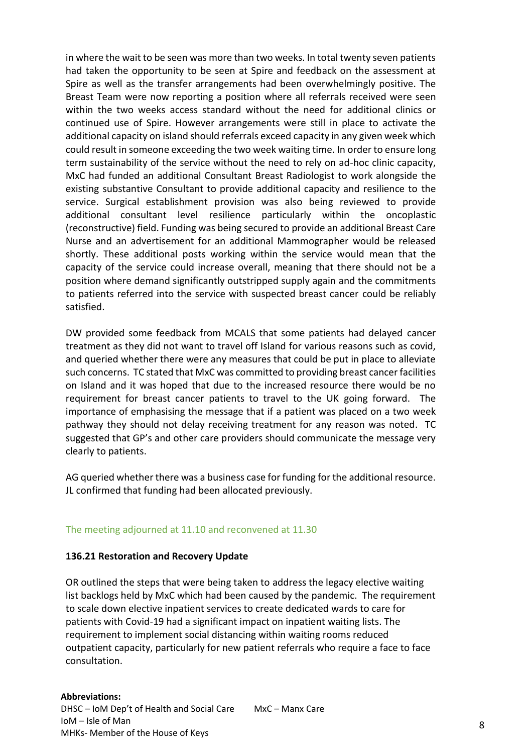in where the wait to be seen was more than two weeks. In total twenty seven patients had taken the opportunity to be seen at Spire and feedback on the assessment at Spire as well as the transfer arrangements had been overwhelmingly positive. The Breast Team were now reporting a position where all referrals received were seen within the two weeks access standard without the need for additional clinics or continued use of Spire. However arrangements were still in place to activate the additional capacity on island should referrals exceed capacity in any given week which could result in someone exceeding the two week waiting time. In order to ensure long term sustainability of the service without the need to rely on ad-hoc clinic capacity, MxC had funded an additional Consultant Breast Radiologist to work alongside the existing substantive Consultant to provide additional capacity and resilience to the service. Surgical establishment provision was also being reviewed to provide additional consultant level resilience particularly within the oncoplastic (reconstructive) field. Funding was being secured to provide an additional Breast Care Nurse and an advertisement for an additional Mammographer would be released shortly. These additional posts working within the service would mean that the capacity of the service could increase overall, meaning that there should not be a position where demand significantly outstripped supply again and the commitments to patients referred into the service with suspected breast cancer could be reliably satisfied.

DW provided some feedback from MCALS that some patients had delayed cancer treatment as they did not want to travel off Island for various reasons such as covid, and queried whether there were any measures that could be put in place to alleviate such concerns. TC stated that MxC was committed to providing breast cancer facilities on Island and it was hoped that due to the increased resource there would be no requirement for breast cancer patients to travel to the UK going forward. The importance of emphasising the message that if a patient was placed on a two week pathway they should not delay receiving treatment for any reason was noted. TC suggested that GP's and other care providers should communicate the message very clearly to patients.

AG queried whether there was a business case for funding for the additional resource. JL confirmed that funding had been allocated previously.

The meeting adjourned at 11.10 and reconvened at 11.30

**136.21 Restoration and Recovery Update**

OR outlined the steps that were being taken to address the legacy elective waiting list backlogs held by MxC which had been caused by the pandemic. The requirement to scale down elective inpatient services to create dedicated wards to care for patients with Covid-19 had a significant impact on inpatient waiting lists. The requirement to implement social distancing within waiting rooms reduced outpatient capacity, particularly for new patient referrals who require a face to face consultation.

**Abbreviations:**
DHSC – IoM Dep't of Health and Social Care
MxC – Manx Care
IoM – Isle of Man
MHKs- Member of the House of Keys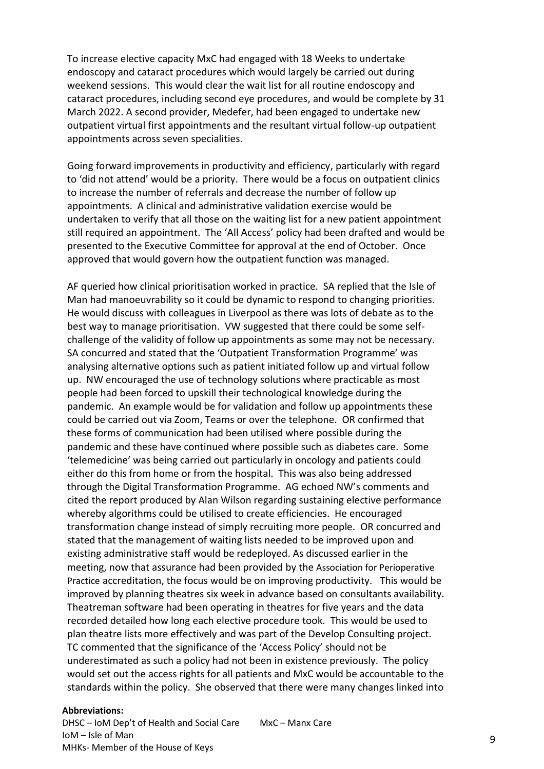To increase elective capacity MxC had engaged with 18 Weeks to undertake endoscopy and cataract procedures which would largely be carried out during weekend sessions. This would clear the wait list for all routine endoscopy and cataract procedures, including second eye procedures, and would be complete by 31 March 2022. A second provider, Medefer, had been engaged to undertake new outpatient virtual first appointments and the resultant virtual follow-up outpatient appointments across seven specialities.

Going forward improvements in productivity and efficiency, particularly with regard to 'did not attend' would be a priority. There would be a focus on outpatient clinics to increase the number of referrals and decrease the number of follow up appointments. A clinical and administrative validation exercise would be undertaken to verify that all those on the waiting list for a new patient appointment still required an appointment. The 'All Access' policy had been drafted and would be presented to the Executive Committee for approval at the end of October. Once approved that would govern how the outpatient function was managed.

AF queried how clinical prioritisation worked in practice. SA replied that the Isle of Man had manoeuvrability so it could be dynamic to respond to changing priorities. He would discuss with colleagues in Liverpool as there was lots of debate as to the best way to manage prioritisation. VW suggested that there could be some self-challenge of the validity of follow up appointments as some may not be necessary. SA concurred and stated that the 'Outpatient Transformation Programme' was analysing alternative options such as patient initiated follow up and virtual follow up. NW encouraged the use of technology solutions where practicable as most people had been forced to upskill their technological knowledge during the pandemic. An example would be for validation and follow up appointments these could be carried out via Zoom, Teams or over the telephone. OR confirmed that these forms of communication had been utilised where possible during the pandemic and these have continued where possible such as diabetes care. Some 'telemedicine' was being carried out particularly in oncology and patients could either do this from home or from the hospital. This was also being addressed through the Digital Transformation Programme. AG echoed NW's comments and cited the report produced by Alan Wilson regarding sustaining elective performance whereby algorithms could be utilised to create efficiencies. He encouraged transformation change instead of simply recruiting more people. OR concurred and stated that the management of waiting lists needed to be improved upon and existing administrative staff would be redeployed. As discussed earlier in the meeting, now that assurance had been provided by the Association for Perioperative Practice accreditation, the focus would be on improving productivity. This would be improved by planning theatres six week in advance based on consultants availability. Theatreman software had been operating in theatres for five years and the data recorded detailed how long each elective procedure took. This would be used to plan theatre lists more effectively and was part of the Develop Consulting project. TC commented that the significance of the 'Access Policy' should not be underestimated as such a policy had not been in existence previously. The policy would set out the access rights for all patients and MxC would be accountable to the standards within the policy. She observed that there were many changes linked into

**Abbreviations:**
DHSC – IoM Dep't of Health and Social Care
MxC – Manx Care
IoM – Isle of Man
MHKs- Member of the House of Keys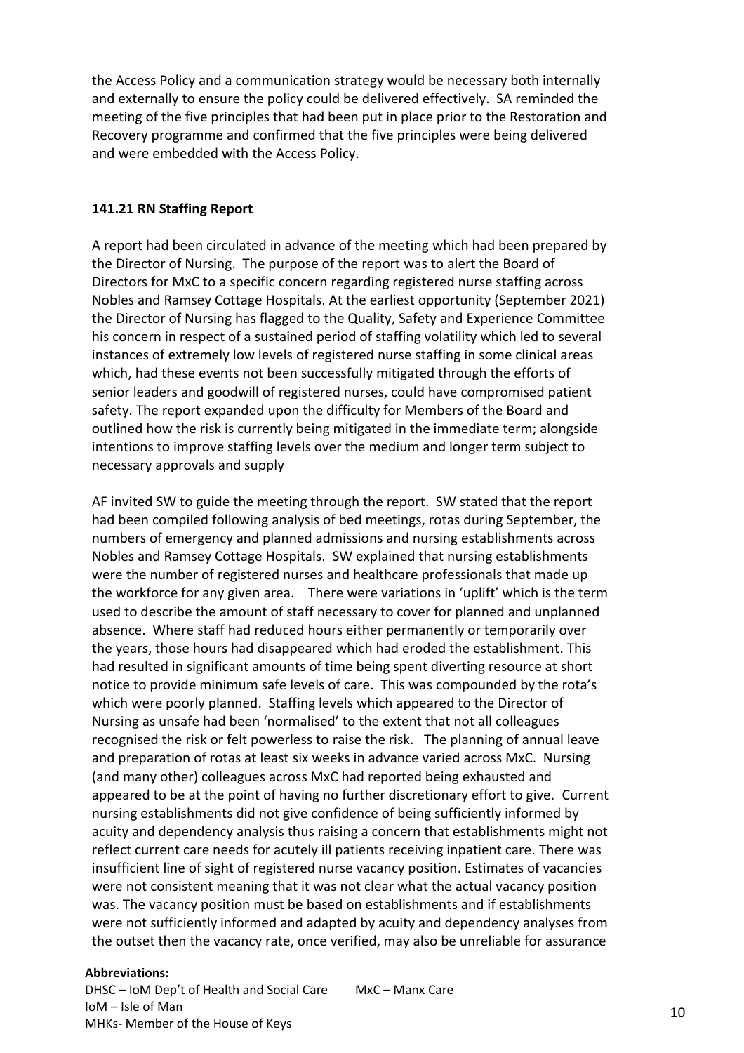the Access Policy and a communication strategy would be necessary both internally and externally to ensure the policy could be delivered effectively. SA reminded the meeting of the five principles that had been put in place prior to the Restoration and Recovery programme and confirmed that the five principles were being delivered and were embedded with the Access Policy.

**141.21 RN Staffing Report**

A report had been circulated in advance of the meeting which had been prepared by the Director of Nursing. The purpose of the report was to alert the Board of Directors for MxC to a specific concern regarding registered nurse staffing across Nobles and Ramsey Cottage Hospitals. At the earliest opportunity (September 2021) the Director of Nursing has flagged to the Quality, Safety and Experience Committee his concern in respect of a sustained period of staffing volatility which led to several instances of extremely low levels of registered nurse staffing in some clinical areas which, had these events not been successfully mitigated through the efforts of senior leaders and goodwill of registered nurses, could have compromised patient safety. The report expanded upon the difficulty for Members of the Board and outlined how the risk is currently being mitigated in the immediate term; alongside intentions to improve staffing levels over the medium and longer term subject to necessary approvals and supply

AF invited SW to guide the meeting through the report. SW stated that the report had been compiled following analysis of bed meetings, rotas during September, the numbers of emergency and planned admissions and nursing establishments across Nobles and Ramsey Cottage Hospitals. SW explained that nursing establishments were the number of registered nurses and healthcare professionals that made up the workforce for any given area. There were variations in 'uplift' which is the term used to describe the amount of staff necessary to cover for planned and unplanned absence. Where staff had reduced hours either permanently or temporarily over the years, those hours had disappeared which had eroded the establishment. This had resulted in significant amounts of time being spent diverting resource at short notice to provide minimum safe levels of care. This was compounded by the rota's which were poorly planned. Staffing levels which appeared to the Director of Nursing as unsafe had been 'normalised' to the extent that not all colleagues recognised the risk or felt powerless to raise the risk. The planning of annual leave and preparation of rotas at least six weeks in advance varied across MxC. Nursing (and many other) colleagues across MxC had reported being exhausted and appeared to be at the point of having no further discretionary effort to give. Current nursing establishments did not give confidence of being sufficiently informed by acuity and dependency analysis thus raising a concern that establishments might not reflect current care needs for acutely ill patients receiving inpatient care. There was insufficient line of sight of registered nurse vacancy position. Estimates of vacancies were not consistent meaning that it was not clear what the actual vacancy position was. The vacancy position must be based on establishments and if establishments were not sufficiently informed and adapted by acuity and dependency analyses from the outset then the vacancy rate, once verified, may also be unreliable for assurance

**Abbreviations:**
DHSC – IoM Dep't of Health and Social Care
MxC – Manx Care
IoM – Isle of Man
MHKs- Member of the House of Keys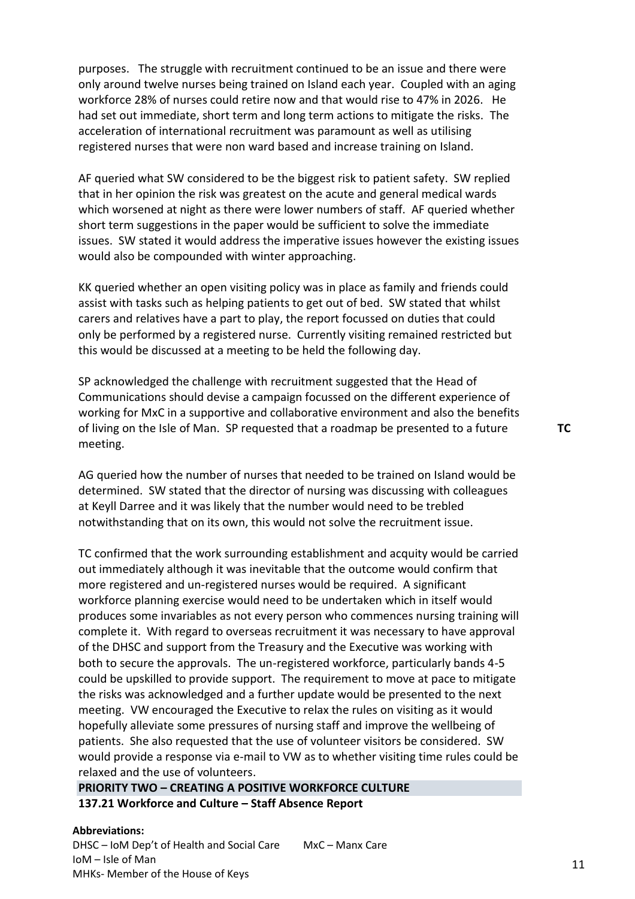purposes. The struggle with recruitment continued to be an issue and there were only around twelve nurses being trained on Island each year. Coupled with an aging workforce 28% of nurses could retire now and that would rise to 47% in 2026. He had set out immediate, short term and long term actions to mitigate the risks. The acceleration of international recruitment was paramount as well as utilising registered nurses that were non ward based and increase training on Island.

AF queried what SW considered to be the biggest risk to patient safety. SW replied that in her opinion the risk was greatest on the acute and general medical wards which worsened at night as there were lower numbers of staff. AF queried whether short term suggestions in the paper would be sufficient to solve the immediate issues. SW stated it would address the imperative issues however the existing issues would also be compounded with winter approaching.

KK queried whether an open visiting policy was in place as family and friends could assist with tasks such as helping patients to get out of bed. SW stated that whilst carers and relatives have a part to play, the report focussed on duties that could only be performed by a registered nurse. Currently visiting remained restricted but this would be discussed at a meeting to be held the following day.

SP acknowledged the challenge with recruitment suggested that the Head of Communications should devise a campaign focussed on the different experience of working for MxC in a supportive and collaborative environment and also the benefits of living on the Isle of Man. SP requested that a roadmap be presented to a future meeting. **TC**

AG queried how the number of nurses that needed to be trained on Island would be determined. SW stated that the director of nursing was discussing with colleagues at Keyll Darree and it was likely that the number would need to be trebled notwithstanding that on its own, this would not solve the recruitment issue.

TC confirmed that the work surrounding establishment and acquity would be carried out immediately although it was inevitable that the outcome would confirm that more registered and un-registered nurses would be required. A significant workforce planning exercise would need to be undertaken which in itself would produces some invariables as not every person who commences nursing training will complete it. With regard to overseas recruitment it was necessary to have approval of the DHSC and support from the Treasury and the Executive was working with both to secure the approvals. The un-registered workforce, particularly bands 4-5 could be upskilled to provide support. The requirement to move at pace to mitigate the risks was acknowledged and a further update would be presented to the next meeting. VW encouraged the Executive to relax the rules on visiting as it would hopefully alleviate some pressures of nursing staff and improve the wellbeing of patients. She also requested that the use of volunteer visitors be considered. SW would provide a response via e-mail to VW as to whether visiting time rules could be relaxed and the use of volunteers.

**PRIORITY TWO – CREATING A POSITIVE WORKFORCE CULTURE**

**137.21 Workforce and Culture – Staff Absence Report**

**Abbreviations:**
DHSC – IoM Dep't of Health and Social Care
MxC – Manx Care
IoM – Isle of Man
MHKs- Member of the House of Keys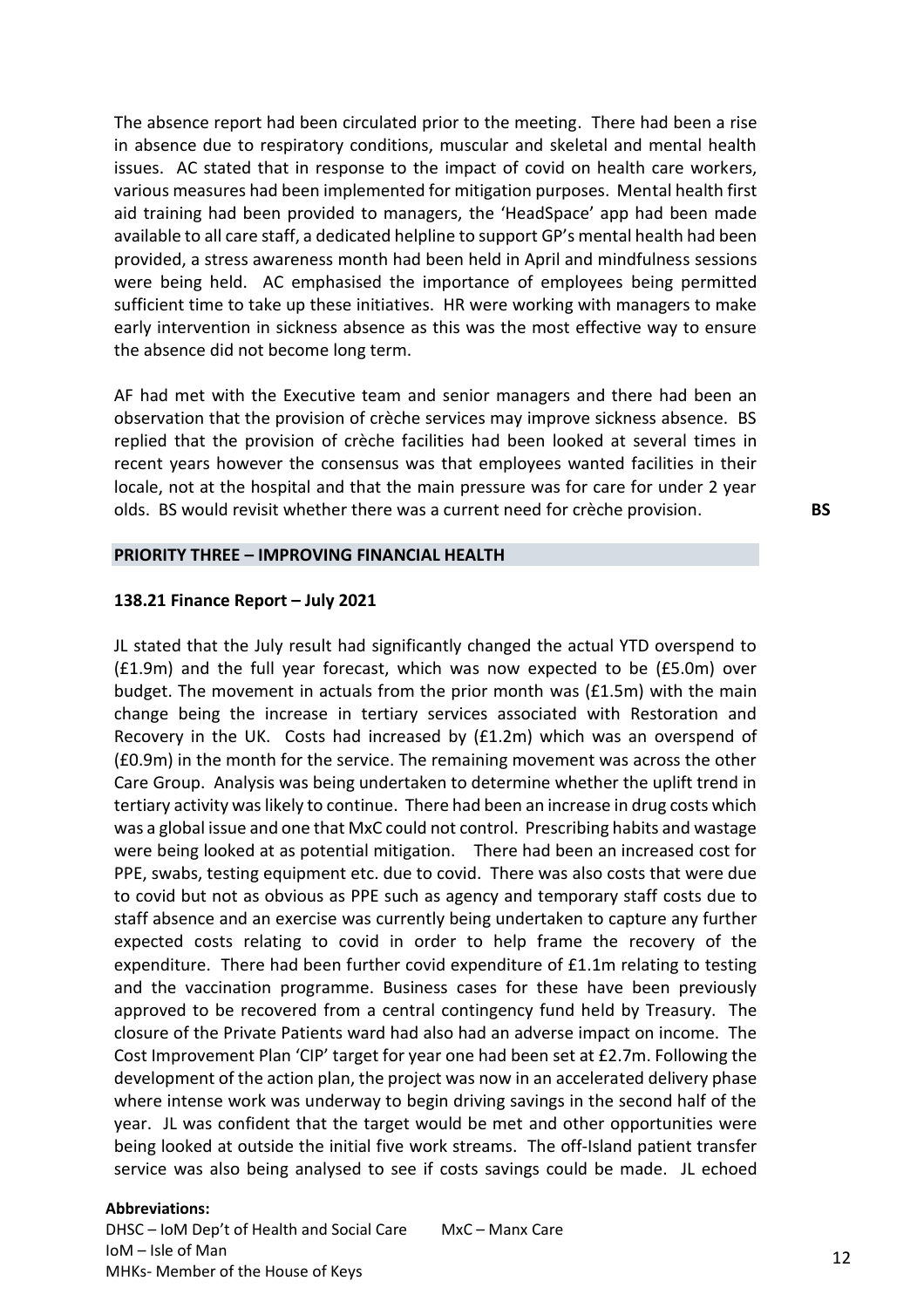The absence report had been circulated prior to the meeting. There had been a rise in absence due to respiratory conditions, muscular and skeletal and mental health issues. AC stated that in response to the impact of covid on health care workers, various measures had been implemented for mitigation purposes. Mental health first aid training had been provided to managers, the 'HeadSpace' app had been made available to all care staff, a dedicated helpline to support GP's mental health had been provided, a stress awareness month had been held in April and mindfulness sessions were being held. AC emphasised the importance of employees being permitted sufficient time to take up these initiatives. HR were working with managers to make early intervention in sickness absence as this was the most effective way to ensure the absence did not become long term.

AF had met with the Executive team and senior managers and there had been an observation that the provision of crèche services may improve sickness absence. BS replied that the provision of crèche facilities had been looked at several times in recent years however the consensus was that employees wanted facilities in their locale, not at the hospital and that the main pressure was for care for under 2 year olds. BS would revisit whether there was a current need for crèche provision. **BS**

## PRIORITY THREE – IMPROVING FINANCIAL HEALTH

### 138.21 Finance Report – July 2021

JL stated that the July result had significantly changed the actual YTD overspend to (£1.9m) and the full year forecast, which was now expected to be (£5.0m) over budget. The movement in actuals from the prior month was (£1.5m) with the main change being the increase in tertiary services associated with Restoration and Recovery in the UK. Costs had increased by (£1.2m) which was an overspend of (£0.9m) in the month for the service. The remaining movement was across the other Care Group. Analysis was being undertaken to determine whether the uplift trend in tertiary activity was likely to continue. There had been an increase in drug costs which was a global issue and one that MxC could not control. Prescribing habits and wastage were being looked at as potential mitigation. There had been an increased cost for PPE, swabs, testing equipment etc. due to covid. There was also costs that were due to covid but not as obvious as PPE such as agency and temporary staff costs due to staff absence and an exercise was currently being undertaken to capture any further expected costs relating to covid in order to help frame the recovery of the expenditure. There had been further covid expenditure of £1.1m relating to testing and the vaccination programme. Business cases for these have been previously approved to be recovered from a central contingency fund held by Treasury. The closure of the Private Patients ward had also had an adverse impact on income. The Cost Improvement Plan 'CIP' target for year one had been set at £2.7m. Following the development of the action plan, the project was now in an accelerated delivery phase where intense work was underway to begin driving savings in the second half of the year. JL was confident that the target would be met and other opportunities were being looked at outside the initial five work streams. The off-Island patient transfer service was also being analysed to see if costs savings could be made. JL echoed

**Abbreviations:**
DHSC – IoM Dep't of Health and Social Care MxC – Manx Care
IoM – Isle of Man
MHKs- Member of the House of Keys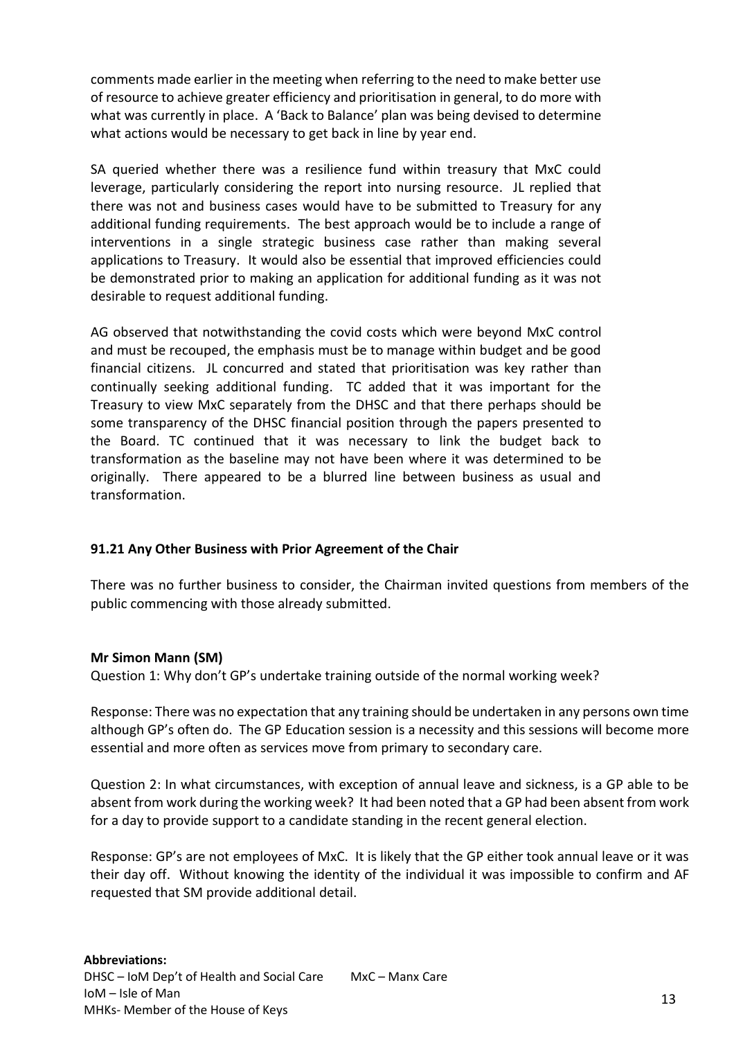comments made earlier in the meeting when referring to the need to make better use of resource to achieve greater efficiency and prioritisation in general, to do more with what was currently in place. A 'Back to Balance' plan was being devised to determine what actions would be necessary to get back in line by year end.

SA queried whether there was a resilience fund within treasury that MxC could leverage, particularly considering the report into nursing resource. JL replied that there was not and business cases would have to be submitted to Treasury for any additional funding requirements. The best approach would be to include a range of interventions in a single strategic business case rather than making several applications to Treasury. It would also be essential that improved efficiencies could be demonstrated prior to making an application for additional funding as it was not desirable to request additional funding.

AG observed that notwithstanding the covid costs which were beyond MxC control and must be recouped, the emphasis must be to manage within budget and be good financial citizens. JL concurred and stated that prioritisation was key rather than continually seeking additional funding. TC added that it was important for the Treasury to view MxC separately from the DHSC and that there perhaps should be some transparency of the DHSC financial position through the papers presented to the Board. TC continued that it was necessary to link the budget back to transformation as the baseline may not have been where it was determined to be originally. There appeared to be a blurred line between business as usual and transformation.

**91.21 Any Other Business with Prior Agreement of the Chair**

There was no further business to consider, the Chairman invited questions from members of the public commencing with those already submitted.

**Mr Simon Mann (SM)**

Question 1: Why don't GP's undertake training outside of the normal working week?

Response: There was no expectation that any training should be undertaken in any persons own time although GP's often do. The GP Education session is a necessity and this sessions will become more essential and more often as services move from primary to secondary care.

Question 2: In what circumstances, with exception of annual leave and sickness, is a GP able to be absent from work during the working week? It had been noted that a GP had been absent from work for a day to provide support to a candidate standing in the recent general election.

Response: GP's are not employees of MxC. It is likely that the GP either took annual leave or it was their day off. Without knowing the identity of the individual it was impossible to confirm and AF requested that SM provide additional detail.

**Abbreviations:**

DHSC – IoM Dep't of Health and Social Care
MxC – Manx Care
IoM – Isle of Man
MHKs- Member of the House of Keys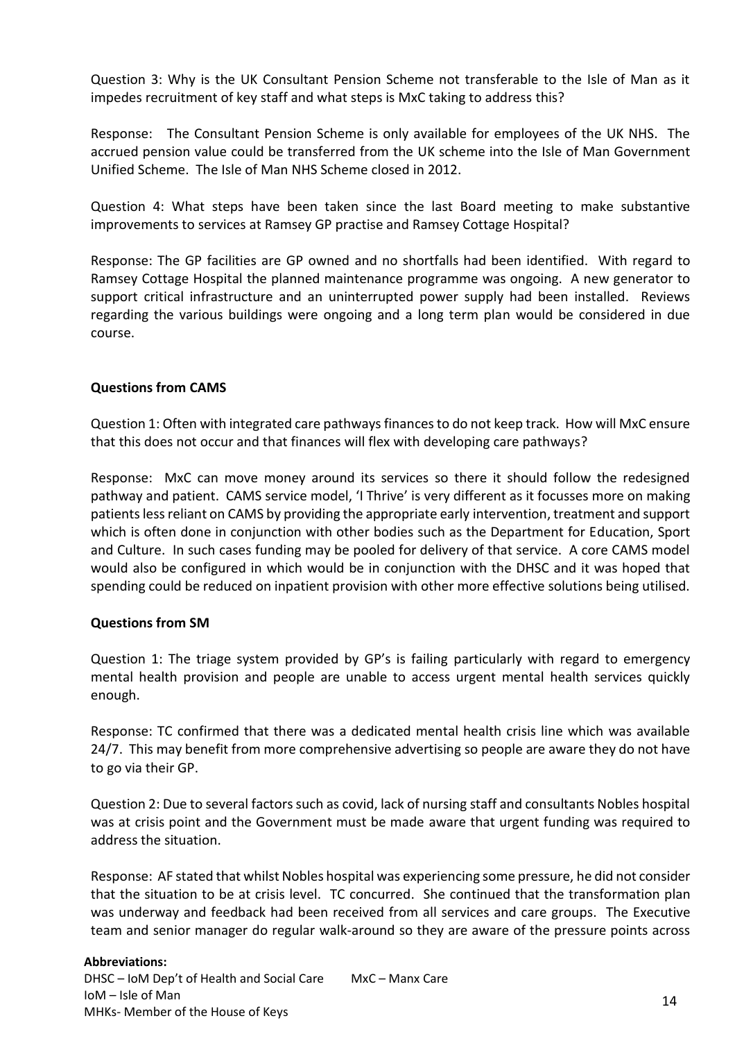Question 3: Why is the UK Consultant Pension Scheme not transferable to the Isle of Man as it impedes recruitment of key staff and what steps is MxC taking to address this?

Response: The Consultant Pension Scheme is only available for employees of the UK NHS. The accrued pension value could be transferred from the UK scheme into the Isle of Man Government Unified Scheme. The Isle of Man NHS Scheme closed in 2012.

Question 4: What steps have been taken since the last Board meeting to make substantive improvements to services at Ramsey GP practise and Ramsey Cottage Hospital?

Response: The GP facilities are GP owned and no shortfalls had been identified. With regard to Ramsey Cottage Hospital the planned maintenance programme was ongoing. A new generator to support critical infrastructure and an uninterrupted power supply had been installed. Reviews regarding the various buildings were ongoing and a long term plan would be considered in due course.

**Questions from CAMS**

Question 1: Often with integrated care pathways finances to do not keep track. How will MxC ensure that this does not occur and that finances will flex with developing care pathways?

Response: MxC can move money around its services so there it should follow the redesigned pathway and patient. CAMS service model, 'I Thrive' is very different as it focusses more on making patients less reliant on CAMS by providing the appropriate early intervention, treatment and support which is often done in conjunction with other bodies such as the Department for Education, Sport and Culture. In such cases funding may be pooled for delivery of that service. A core CAMS model would also be configured in which would be in conjunction with the DHSC and it was hoped that spending could be reduced on inpatient provision with other more effective solutions being utilised.

**Questions from SM**

Question 1: The triage system provided by GP's is failing particularly with regard to emergency mental health provision and people are unable to access urgent mental health services quickly enough.

Response: TC confirmed that there was a dedicated mental health crisis line which was available 24/7. This may benefit from more comprehensive advertising so people are aware they do not have to go via their GP.

Question 2: Due to several factors such as covid, lack of nursing staff and consultants Nobles hospital was at crisis point and the Government must be made aware that urgent funding was required to address the situation.

Response: AF stated that whilst Nobles hospital was experiencing some pressure, he did not consider that the situation to be at crisis level. TC concurred. She continued that the transformation plan was underway and feedback had been received from all services and care groups. The Executive team and senior manager do regular walk-around so they are aware of the pressure points across

**Abbreviations:**
DHSC – IoM Dep't of Health and Social Care
MxC – Manx Care
IoM – Isle of Man
MHKs- Member of the House of Keys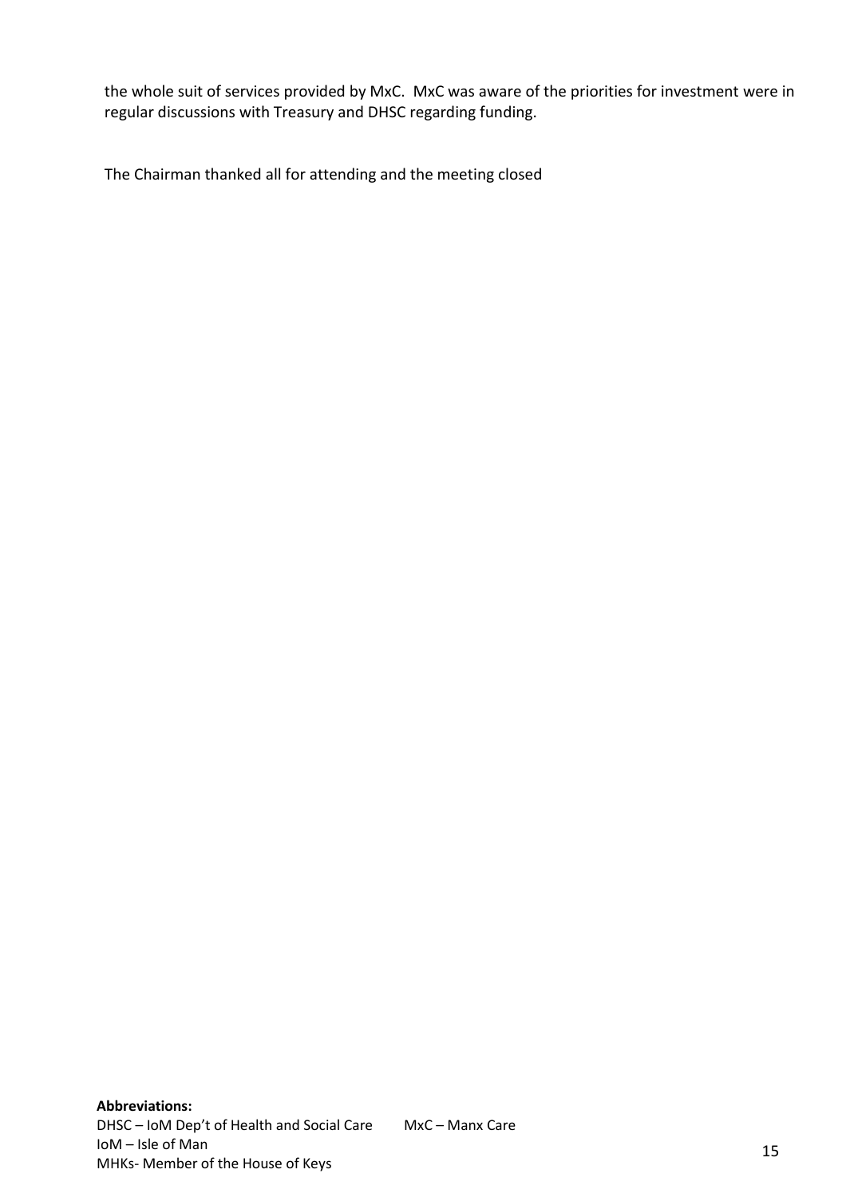the whole suit of services provided by MxC. MxC was aware of the priorities for investment were in regular discussions with Treasury and DHSC regarding funding.

The Chairman thanked all for attending and the meeting closed

**Abbreviations:**
DHSC – IoM Dep't of Health and Social Care
MxC – Manx Care
IoM – Isle of Man
MHKs- Member of the House of Keys